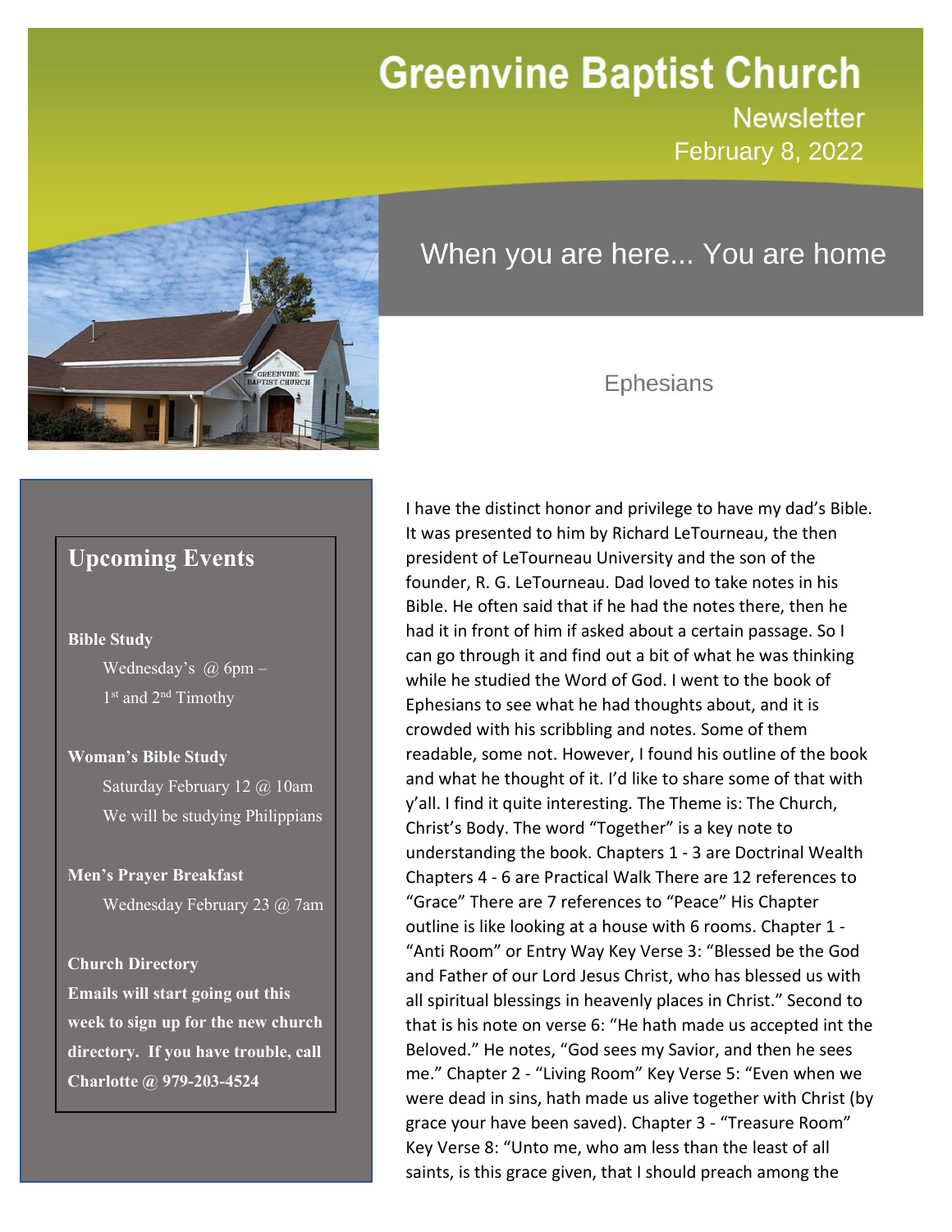# Greenvine Baptist Church

Newsletter

February 8, 2022

## When you are here... You are home

### Upcoming Events

**Bible Study**

Wednesday's @ 6pm – 1st and 2nd Timothy

**Woman's Bible Study**

Saturday February 12 @ 10am

We will be studying Philippians

**Men's Prayer Breakfast**

Wednesday February 23 @ 7am

**Church Directory**

**Emails will start going out this week to sign up for the new church directory. If you have trouble, call Charlotte @ 979-203-4524**

## Ephesians

I have the distinct honor and privilege to have my dad's Bible. It was presented to him by Richard LeTourneau, the then president of LeTourneau University and the son of the founder, R. G. LeTourneau. Dad loved to take notes in his Bible. He often said that if he had the notes there, then he had it in front of him if asked about a certain passage. So I can go through it and find out a bit of what he was thinking while he studied the Word of God. I went to the book of Ephesians to see what he had thoughts about, and it is crowded with his scribbling and notes. Some of them readable, some not. However, I found his outline of the book and what he thought of it. I'd like to share some of that with y'all. I find it quite interesting. The Theme is: The Church, Christ's Body. The word "Together" is a key note to understanding the book. Chapters 1 - 3 are Doctrinal Wealth Chapters 4 - 6 are Practical Walk There are 12 references to "Grace" There are 7 references to "Peace" His Chapter outline is like looking at a house with 6 rooms. Chapter 1 - "Anti Room" or Entry Way Key Verse 3: "Blessed be the God and Father of our Lord Jesus Christ, who has blessed us with all spiritual blessings in heavenly places in Christ." Second to that is his note on verse 6: "He hath made us accepted int the Beloved." He notes, "God sees my Savior, and then he sees me." Chapter 2 - "Living Room" Key Verse 5: "Even when we were dead in sins, hath made us alive together with Christ (by grace your have been saved). Chapter 3 - "Treasure Room" Key Verse 8: "Unto me, who am less than the least of all saints, is this grace given, that I should preach among the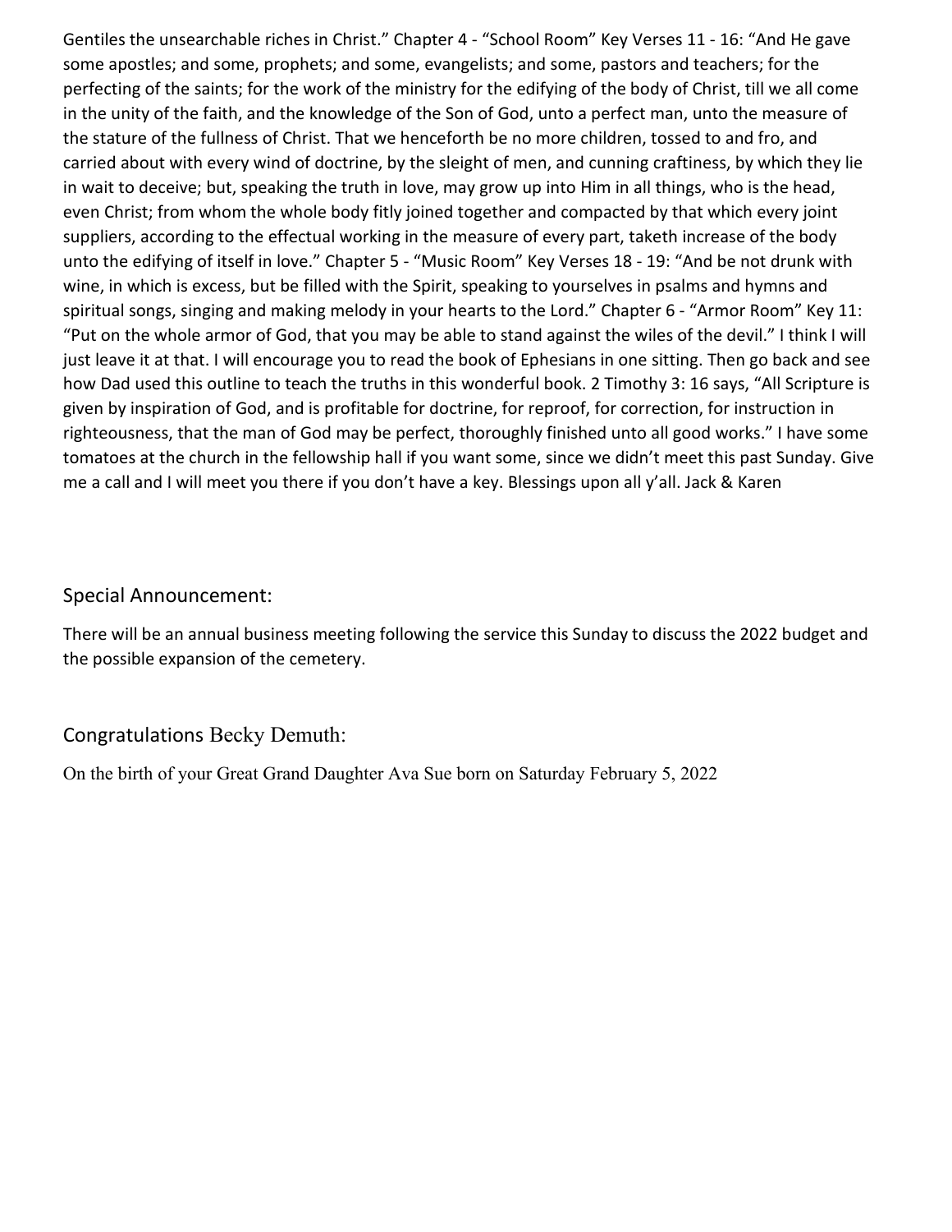Gentiles the unsearchable riches in Christ." Chapter 4 - "School Room" Key Verses 11 - 16: "And He gave some apostles; and some, prophets; and some, evangelists; and some, pastors and teachers; for the perfecting of the saints; for the work of the ministry for the edifying of the body of Christ, till we all come in the unity of the faith, and the knowledge of the Son of God, unto a perfect man, unto the measure of the stature of the fullness of Christ. That we henceforth be no more children, tossed to and fro, and carried about with every wind of doctrine, by the sleight of men, and cunning craftiness, by which they lie in wait to deceive; but, speaking the truth in love, may grow up into Him in all things, who is the head, even Christ; from whom the whole body fitly joined together and compacted by that which every joint suppliers, according to the effectual working in the measure of every part, taketh increase of the body unto the edifying of itself in love." Chapter 5 - "Music Room" Key Verses 18 - 19: "And be not drunk with wine, in which is excess, but be filled with the Spirit, speaking to yourselves in psalms and hymns and spiritual songs, singing and making melody in your hearts to the Lord." Chapter 6 - "Armor Room" Key 11: "Put on the whole armor of God, that you may be able to stand against the wiles of the devil." I think I will just leave it at that. I will encourage you to read the book of Ephesians in one sitting. Then go back and see how Dad used this outline to teach the truths in this wonderful book. 2 Timothy 3: 16 says, "All Scripture is given by inspiration of God, and is profitable for doctrine, for reproof, for correction, for instruction in righteousness, that the man of God may be perfect, thoroughly finished unto all good works." I have some tomatoes at the church in the fellowship hall if you want some, since we didn't meet this past Sunday. Give me a call and I will meet you there if you don't have a key. Blessings upon all y'all. Jack & Karen

## Special Announcement:

There will be an annual business meeting following the service this Sunday to discuss the 2022 budget and the possible expansion of the cemetery.

## Congratulations Becky Demuth:

On the birth of your Great Grand Daughter Ava Sue born on Saturday February 5, 2022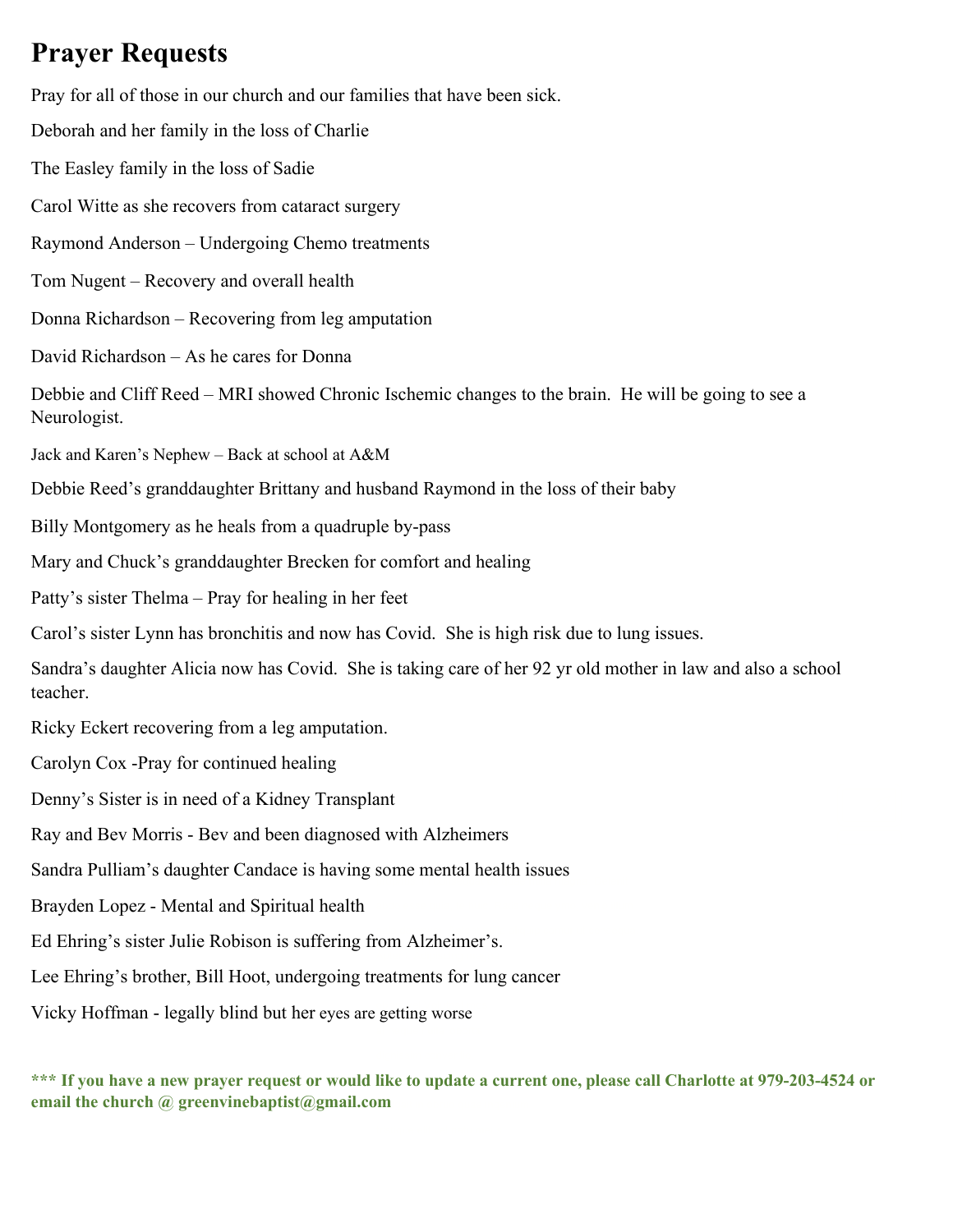# Prayer Requests

Pray for all of those in our church and our families that have been sick.

Deborah and her family in the loss of Charlie

The Easley family in the loss of Sadie

Carol Witte as she recovers from cataract surgery

Raymond Anderson – Undergoing Chemo treatments

Tom Nugent – Recovery and overall health

Donna Richardson – Recovering from leg amputation

David Richardson – As he cares for Donna

Debbie and Cliff Reed – MRI showed Chronic Ischemic changes to the brain. He will be going to see a Neurologist.

Jack and Karen's Nephew – Back at school at A&M

Debbie Reed's granddaughter Brittany and husband Raymond in the loss of their baby

Billy Montgomery as he heals from a quadruple by-pass

Mary and Chuck's granddaughter Brecken for comfort and healing

Patty's sister Thelma – Pray for healing in her feet

Carol's sister Lynn has bronchitis and now has Covid. She is high risk due to lung issues.

Sandra's daughter Alicia now has Covid. She is taking care of her 92 yr old mother in law and also a school teacher.

Ricky Eckert recovering from a leg amputation.

Carolyn Cox -Pray for continued healing

Denny's Sister is in need of a Kidney Transplant

Ray and Bev Morris - Bev and been diagnosed with Alzheimers

Sandra Pulliam's daughter Candace is having some mental health issues

Brayden Lopez - Mental and Spiritual health

Ed Ehring's sister Julie Robison is suffering from Alzheimer's.

Lee Ehring's brother, Bill Hoot, undergoing treatments for lung cancer

Vicky Hoffman - legally blind but her eyes are getting worse

**\*\*\* If you have a new prayer request or would like to update a current one, please call Charlotte at 979-203-4524 or email the church @ greenvinebaptist@gmail.com**